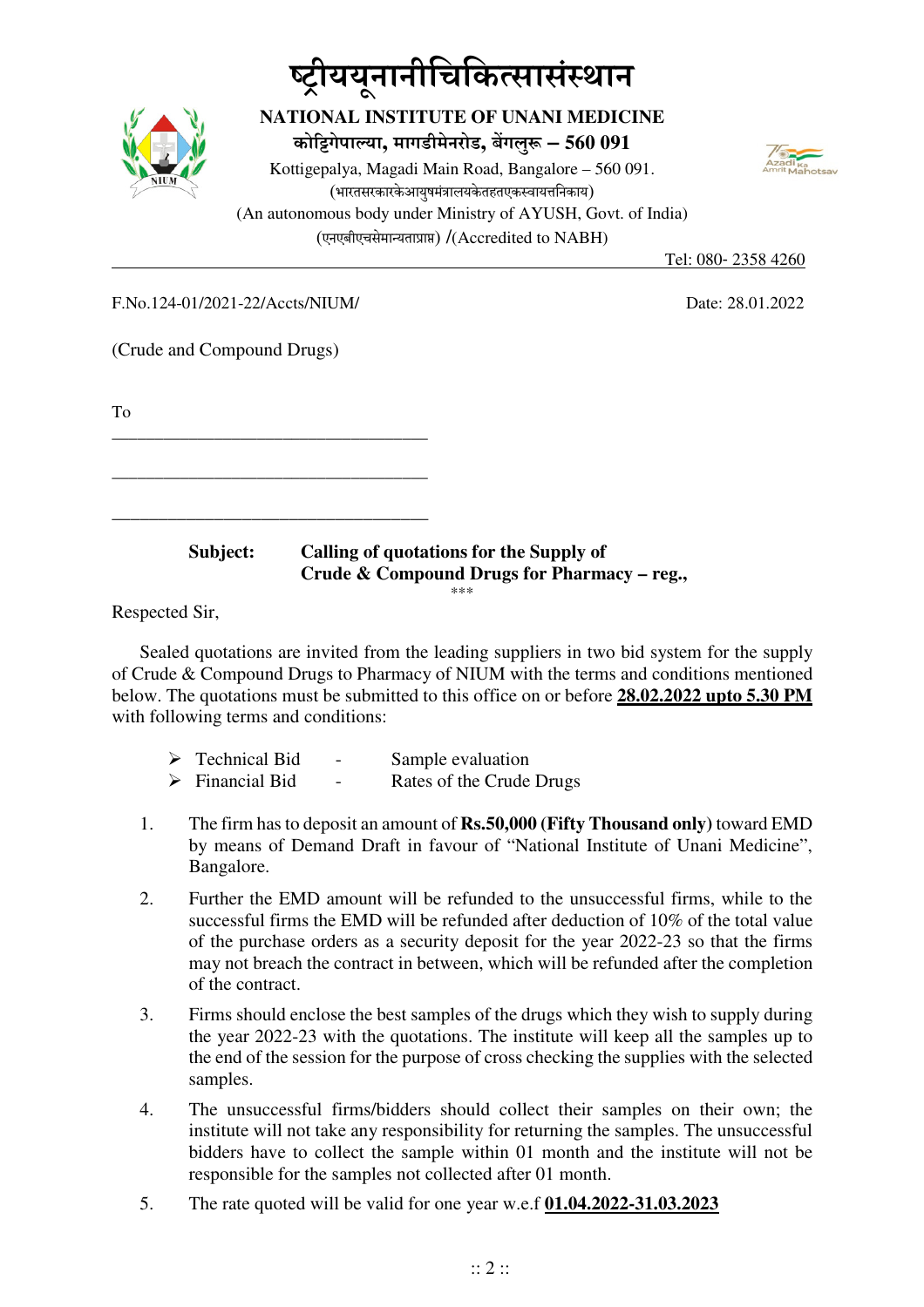# ष्ट्रीययूनानीचिकित्सासंस्थान

**NATIONAL INSTITUTE OF UNANI MEDICINE**

**कोट्टिगेपाल्या, मागडीमेनरोड, बेंगलुरू – 560 091**

Kottigepalya, Magadi Main Road, Bangalore – 560 091.

(भारतसरकारकेआयुषमंत्रालयकेतहतएकस्वायत्तनिकाय)

(An autonomous body under Ministry of AYUSH, Govt. of India)

(एनएबीएचसेमान्यताप्राप्त) /(Accredited to NABH)

Tel: 080- 2358 4260

F.No.124-01/2021-22/Accts/NIUM/ Date: 28.01.2022

(Crude and Compound Drugs)

To

___________________________________

___________________________________

___________________________________

**Subject: Calling of quotations for the Supply of Crude & Compound Drugs for Pharmacy – reg.,**

***

Respected Sir,

Sealed quotations are invited from the leading suppliers in two bid system for the supply of Crude & Compound Drugs to Pharmacy of NIUM with the terms and conditions mentioned below. The quotations must be submitted to this office on or before **28.02.2022 upto 5.30 PM** with following terms and conditions:

- Technical Bid - Sample evaluation
- Financial Bid - Rates of the Crude Drugs

1. The firm has to deposit an amount of **Rs.50,000 (Fifty Thousand only)** toward EMD by means of Demand Draft in favour of "National Institute of Unani Medicine", Bangalore.
2. Further the EMD amount will be refunded to the unsuccessful firms, while to the successful firms the EMD will be refunded after deduction of 10% of the total value of the purchase orders as a security deposit for the year 2022-23 so that the firms may not breach the contract in between, which will be refunded after the completion of the contract.
3. Firms should enclose the best samples of the drugs which they wish to supply during the year 2022-23 with the quotations. The institute will keep all the samples up to the end of the session for the purpose of cross checking the supplies with the selected samples.
4. The unsuccessful firms/bidders should collect their samples on their own; the institute will not take any responsibility for returning the samples. The unsuccessful bidders have to collect the sample within 01 month and the institute will not be responsible for the samples not collected after 01 month.
5. The rate quoted will be valid for one year w.e.f **01.04.2022-31.03.2023**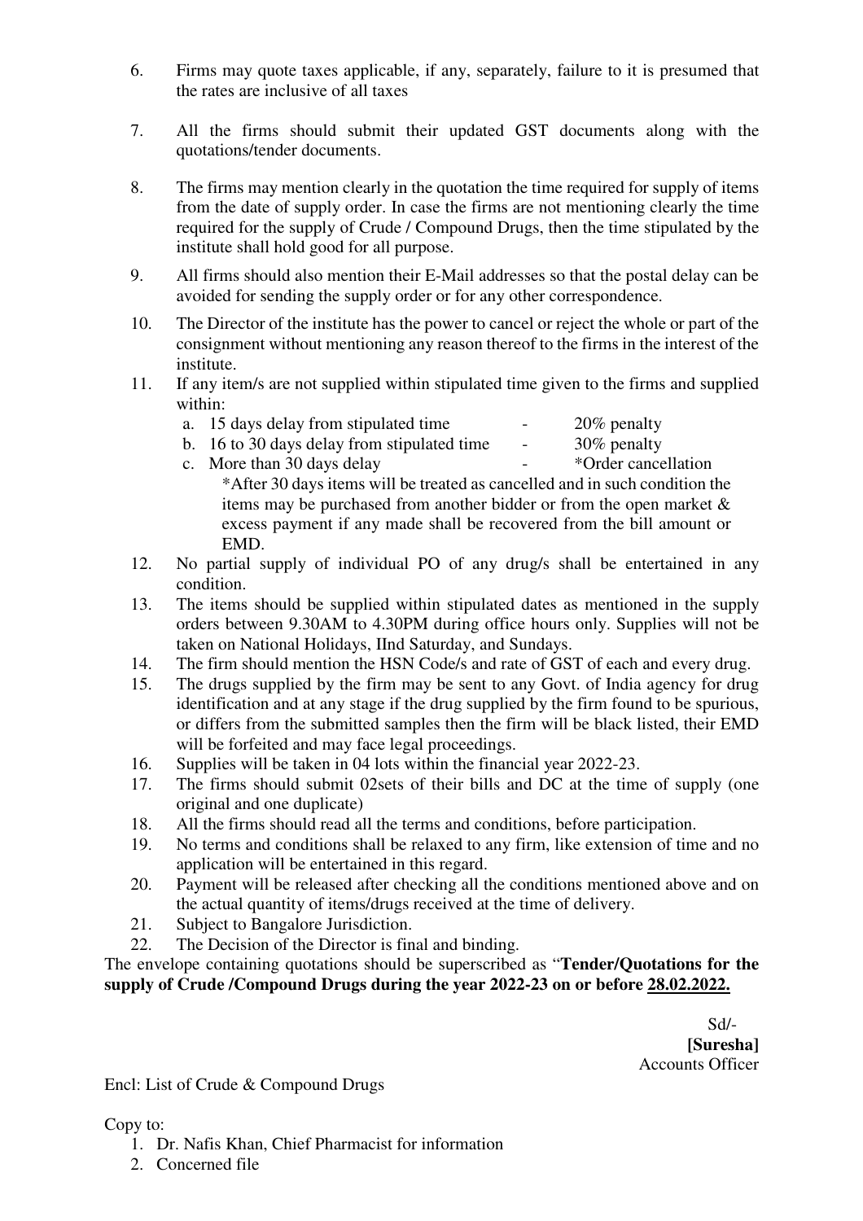6. Firms may quote taxes applicable, if any, separately, failure to it is presumed that the rates are inclusive of all taxes

7. All the firms should submit their updated GST documents along with the quotations/tender documents.

8. The firms may mention clearly in the quotation the time required for supply of items from the date of supply order. In case the firms are not mentioning clearly the time required for the supply of Crude / Compound Drugs, then the time stipulated by the institute shall hold good for all purpose.

9. All firms should also mention their E-Mail addresses so that the postal delay can be avoided for sending the supply order or for any other correspondence.

10. The Director of the institute has the power to cancel or reject the whole or part of the consignment without mentioning any reason thereof to the firms in the interest of the institute.

11. If any item/s are not supplied within stipulated time given to the firms and supplied within:
    a. 15 days delay from stipulated time - 20% penalty
    b. 16 to 30 days delay from stipulated time - 30% penalty
    c. More than 30 days delay - *Order cancellation

    *After 30 days items will be treated as cancelled and in such condition the items may be purchased from another bidder or from the open market & excess payment if any made shall be recovered from the bill amount or EMD.

12. No partial supply of individual PO of any drug/s shall be entertained in any condition.
13. The items should be supplied within stipulated dates as mentioned in the supply orders between 9.30AM to 4.30PM during office hours only. Supplies will not be taken on National Holidays, IInd Saturday, and Sundays.
14. The firm should mention the HSN Code/s and rate of GST of each and every drug.
15. The drugs supplied by the firm may be sent to any Govt. of India agency for drug identification and at any stage if the drug supplied by the firm found to be spurious, or differs from the submitted samples then the firm will be black listed, their EMD will be forfeited and may face legal proceedings.
16. Supplies will be taken in 04 lots within the financial year 2022-23.
17. The firms should submit 02sets of their bills and DC at the time of supply (one original and one duplicate)
18. All the firms should read all the terms and conditions, before participation.
19. No terms and conditions shall be relaxed to any firm, like extension of time and no application will be entertained in this regard.
20. Payment will be released after checking all the conditions mentioned above and on the actual quantity of items/drugs received at the time of delivery.
21. Subject to Bangalore Jurisdiction.
22. The Decision of the Director is final and binding.

The envelope containing quotations should be superscribed as "**Tender/Quotations for the supply of Crude /Compound Drugs during the year 2022-23 on or before 28.02.2022.**

Sd/-
**[Suresha]**
Accounts Officer

Encl: List of Crude & Compound Drugs

Copy to:
1. Dr. Nafis Khan, Chief Pharmacist for information
2. Concerned file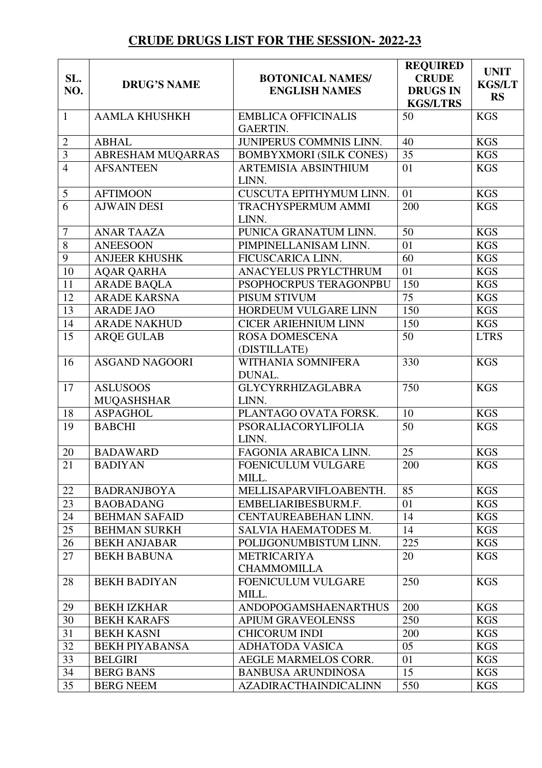# CRUDE DRUGS LIST FOR THE SESSION- 2022-23

| SL. NO. | DRUG'S NAME | BOTONICAL NAMES/ ENGLISH NAMES | REQUIRED CRUDE DRUGS IN KGS/LTRS | UNIT KGS/LTRS |
|---|---|---|---|---|
| 1 | AAMLA KHUSHKH | EMBLICA OFFICINALIS GAERTIN. | 50 | KGS |
| 2 | ABHAL | JUNIPERUS COMMNIS LINN. | 40 | KGS |
| 3 | ABRESHAM MUQARRAS | BOMBYXMORI (SILK CONES) | 35 | KGS |
| 4 | AFSANTEEN | ARTEMISIA ABSINTHIUM LINN. | 01 | KGS |
| 5 | AFTIMOON | CUSCUTA EPITHYMUM LINN. | 01 | KGS |
| 6 | AJWAIN DESI | TRACHYSPERMUM AMMI LINN. | 200 | KGS |
| 7 | ANAR TAAZA | PUNICA GRANATUM LINN. | 50 | KGS |
| 8 | ANEESOON | PIMPINELLANISAM LINN. | 01 | KGS |
| 9 | ANJEER KHUSHK | FICUSCARICA LINN. | 60 | KGS |
| 10 | AQAR QARHA | ANACYELUS PRYLCTHRUM | 01 | KGS |
| 11 | ARADE BAQLA | PSOPHOCRPUS TERAGONPBU | 150 | KGS |
| 12 | ARADE KARSNA | PISUM STIVUM | 75 | KGS |
| 13 | ARADE JAO | HORDEUM VULGARE LINN | 150 | KGS |
| 14 | ARADE NAKHUD | CICER ARIEHNIUM LINN | 150 | KGS |
| 15 | ARQE GULAB | ROSA DOMESCENA (DISTILLATE) | 50 | LTRS |
| 16 | ASGAND NAGOORI | WITHANIA SOMNIFERA DUNAL. | 330 | KGS |
| 17 | ASLUSOOS MUQASHSHAR | GLYCYRRHIZAGLABRA LINN. | 750 | KGS |
| 18 | ASPAGHOL | PLANTAGO OVATA FORSK. | 10 | KGS |
| 19 | BABCHI | PSORALIACORYLIFOLIA LINN. | 50 | KGS |
| 20 | BADAWARD | FAGONIA ARABICA LINN. | 25 | KGS |
| 21 | BADIYAN | FOENICULUM VULGARE MILL. | 200 | KGS |
| 22 | BADRANJBOYA | MELLISAPARVIFLOABENTH. | 85 | KGS |
| 23 | BAOBADANG | EMBELIARIBESBURM.F. | 01 | KGS |
| 24 | BEHMAN SAFAID | CENTAUREABEHAN LINN. | 14 | KGS |
| 25 | BEHMAN SURKH | SALVIA HAEMATODES M. | 14 | KGS |
| 26 | BEKH ANJABAR | POLIJGONUMBISTUM LINN. | 225 | KGS |
| 27 | BEKH BABUNA | METRICARIYA CHAMMOMILLA | 20 | KGS |
| 28 | BEKH BADIYAN | FOENICULUM VULGARE MILL. | 250 | KGS |
| 29 | BEKH IZKHAR | ANDOPOGAMSHAENARTHUS | 200 | KGS |
| 30 | BEKH KARAFS | APIUM GRAVEOLENSS | 250 | KGS |
| 31 | BEKH KASNI | CHICORUM INDI | 200 | KGS |
| 32 | BEKH PIYABANSA | ADHATODA VASICA | 05 | KGS |
| 33 | BELGIRI | AEGLE MARMELOS CORR. | 01 | KGS |
| 34 | BERG BANS | BANBUSA ARUNDINOSA | 15 | KGS |
| 35 | BERG NEEM | AZADIRACTHAINDICALINN | 550 | KGS |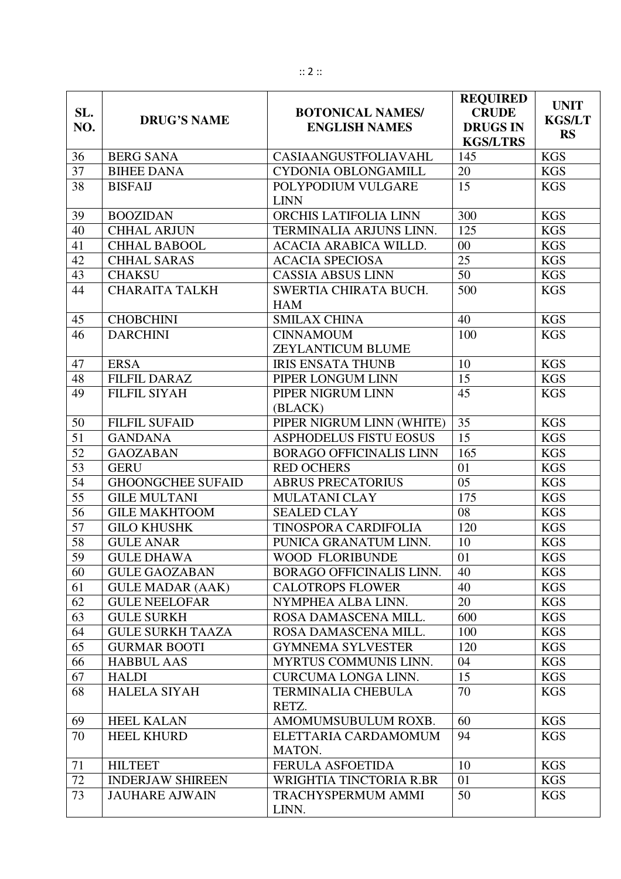| SL. NO. | DRUG'S NAME | BOTONICAL NAMES/ ENGLISH NAMES | REQUIRED CRUDE DRUGS IN KGS/LTRS | UNIT KGS/LTRS |
|---|---|---|---|---|
| 36 | BERG SANA | CASIAANGUSTFOLIAVAHL | 145 | KGS |
| 37 | BIHEE DANA | CYDONIA OBLONGAMILL | 20 | KGS |
| 38 | BISFAIJ | POLYPODIUM VULGARE LINN | 15 | KGS |
| 39 | BOOZIDAN | ORCHIS LATIFOLIA LINN | 300 | KGS |
| 40 | CHHAL ARJUN | TERMINALIA ARJUNS LINN. | 125 | KGS |
| 41 | CHHAL BABOOL | ACACIA ARABICA WILLD. | 00 | KGS |
| 42 | CHHAL SARAS | ACACIA SPECIOSA | 25 | KGS |
| 43 | CHAKSU | CASSIA ABSUS LINN | 50 | KGS |
| 44 | CHARAITA TALKH | SWERTIA CHIRATA BUCH. HAM | 500 | KGS |
| 45 | CHOBCHINI | SMILAX CHINA | 40 | KGS |
| 46 | DARCHINI | CINNAMOUM ZEYLANTICUM BLUME | 100 | KGS |
| 47 | ERSA | IRIS ENSATA THUNB | 10 | KGS |
| 48 | FILFIL DARAZ | PIPER LONGUM LINN | 15 | KGS |
| 49 | FILFIL SIYAH | PIPER NIGRUM LINN (BLACK) | 45 | KGS |
| 50 | FILFIL SUFAID | PIPER NIGRUM LINN (WHITE) | 35 | KGS |
| 51 | GANDANA | ASPHODELUS FISTU EOSUS | 15 | KGS |
| 52 | GAOZABAN | BORAGO OFFICINALIS LINN | 165 | KGS |
| 53 | GERU | RED OCHERS | 01 | KGS |
| 54 | GHOONGCHEE SUFAID | ABRUS PRECATORIUS | 05 | KGS |
| 55 | GILE MULTANI | MULATANI CLAY | 175 | KGS |
| 56 | GILE MAKHTOOM | SEALED CLAY | 08 | KGS |
| 57 | GILO KHUSHK | TINOSPORA CARDIFOLIA | 120 | KGS |
| 58 | GULE ANAR | PUNICA GRANATUM LINN. | 10 | KGS |
| 59 | GULE DHAWA | WOOD FLORIBUNDE | 01 | KGS |
| 60 | GULE GAOZABAN | BORAGO OFFICINALIS LINN. | 40 | KGS |
| 61 | GULE MADAR (AAK) | CALOTROPS FLOWER | 40 | KGS |
| 62 | GULE NEELOFAR | NYMPHEA ALBA LINN. | 20 | KGS |
| 63 | GULE SURKH | ROSA DAMASCENA MILL. | 600 | KGS |
| 64 | GULE SURKH TAAZA | ROSA DAMASCENA MILL. | 100 | KGS |
| 65 | GURMAR BOOTI | GYMNEMA SYLVESTER | 120 | KGS |
| 66 | HABBUL AAS | MYRTUS COMMUNIS LINN. | 04 | KGS |
| 67 | HALDI | CURCUMA LONGA LINN. | 15 | KGS |
| 68 | HALELA SIYAH | TERMINALIA CHEBULA RETZ. | 70 | KGS |
| 69 | HEEL KALAN | AMOMUMSUBULUM ROXB. | 60 | KGS |
| 70 | HEEL KHURD | ELETTARIA CARDAMOMUM MATON. | 94 | KGS |
| 71 | HILTEET | FERULA ASFOETIDA | 10 | KGS |
| 72 | INDERJAW SHIREEN | WRIGHTIA TINCTORIA R.BR | 01 | KGS |
| 73 | JAUHARE AJWAIN | TRACHYSPERMUM AMMI LINN. | 50 | KGS |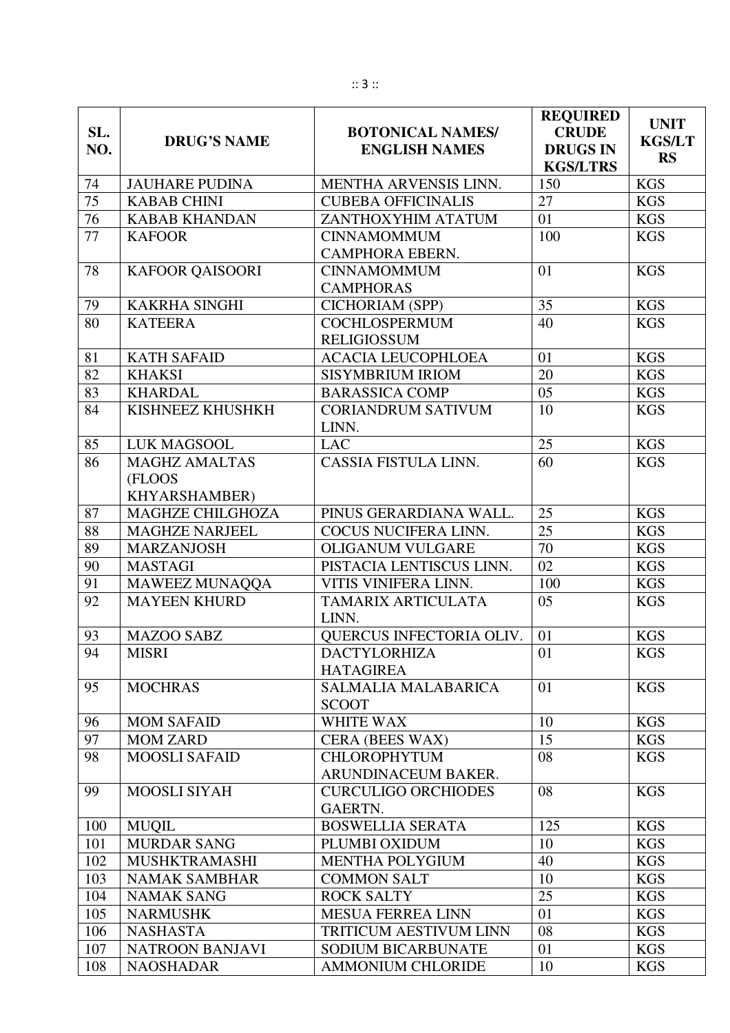| SL. NO. | DRUG'S NAME | BOTONICAL NAMES/ ENGLISH NAMES | REQUIRED CRUDE DRUGS IN KGS/LTRS | UNIT KGS/LTRS |
|---|---|---|---|---|
| 74 | JAUHARE PUDINA | MENTHA ARVENSIS LINN. | 150 | KGS |
| 75 | KABAB CHINI | CUBEBA OFFICINALIS | 27 | KGS |
| 76 | KABAB KHANDAN | ZANTHOXYHIM ATATUM | 01 | KGS |
| 77 | KAFOOR | CINNAMOMMUM CAMPHORA EBERN. | 100 | KGS |
| 78 | KAFOOR QAISOORI | CINNAMOMMUM CAMPHORAS | 01 | KGS |
| 79 | KAKRHA SINGHI | CICHORIAM (SPP) | 35 | KGS |
| 80 | KATEERA | COCHLOSPERMUM RELIGIOSSUM | 40 | KGS |
| 81 | KATH SAFAID | ACACIA LEUCOPHLOEA | 01 | KGS |
| 82 | KHAKSI | SISYMBRIUM IRIOM | 20 | KGS |
| 83 | KHARDAL | BARASSICA COMP | 05 | KGS |
| 84 | KISHNEEZ KHUSHKH | CORIANDRUM SATIVUM LINN. | 10 | KGS |
| 85 | LUK MAGSOOL | LAC | 25 | KGS |
| 86 | MAGHZ AMALTAS (FLOOS KHYARSHAMBER) | CASSIA FISTULA LINN. | 60 | KGS |
| 87 | MAGHZE CHILGHOZA | PINUS GERARDIANA WALL. | 25 | KGS |
| 88 | MAGHZE NARJEEL | COCUS NUCIFERA LINN. | 25 | KGS |
| 89 | MARZANJOSH | OLIGANUM VULGARE | 70 | KGS |
| 90 | MASTAGI | PISTACIA LENTISCUS LINN. | 02 | KGS |
| 91 | MAWEEZ MUNAQQA | VITIS VINIFERA LINN. | 100 | KGS |
| 92 | MAYEEN KHURD | TAMARIX ARTICULATA LINN. | 05 | KGS |
| 93 | MAZOO SABZ | QUERCUS INFECTORIA OLIV. | 01 | KGS |
| 94 | MISRI | DACTYLORHIZA HATAGIREA | 01 | KGS |
| 95 | MOCHRAS | SALMALIA MALABARICA SCOOT | 01 | KGS |
| 96 | MOM SAFAID | WHITE WAX | 10 | KGS |
| 97 | MOM ZARD | CERA (BEES WAX) | 15 | KGS |
| 98 | MOOSLI SAFAID | CHLOROPHYTUM ARUNDINACEUM BAKER. | 08 | KGS |
| 99 | MOOSLI SIYAH | CURCULIGO ORCHIODES GAERTN. | 08 | KGS |
| 100 | MUQIL | BOSWELLIA SERATA | 125 | KGS |
| 101 | MURDAR SANG | PLUMBI OXIDUM | 10 | KGS |
| 102 | MUSHKTRAMASHI | MENTHA POLYGIUM | 40 | KGS |
| 103 | NAMAK SAMBHAR | COMMON SALT | 10 | KGS |
| 104 | NAMAK SANG | ROCK SALTY | 25 | KGS |
| 105 | NARMUSHK | MESUA FERREA LINN | 01 | KGS |
| 106 | NASHASTA | TRITICUM AESTIVUM LINN | 08 | KGS |
| 107 | NATROON BANJAVI | SODIUM BICARBUNATE | 01 | KGS |
| 108 | NAOSHADAR | AMMONIUM CHLORIDE | 10 | KGS |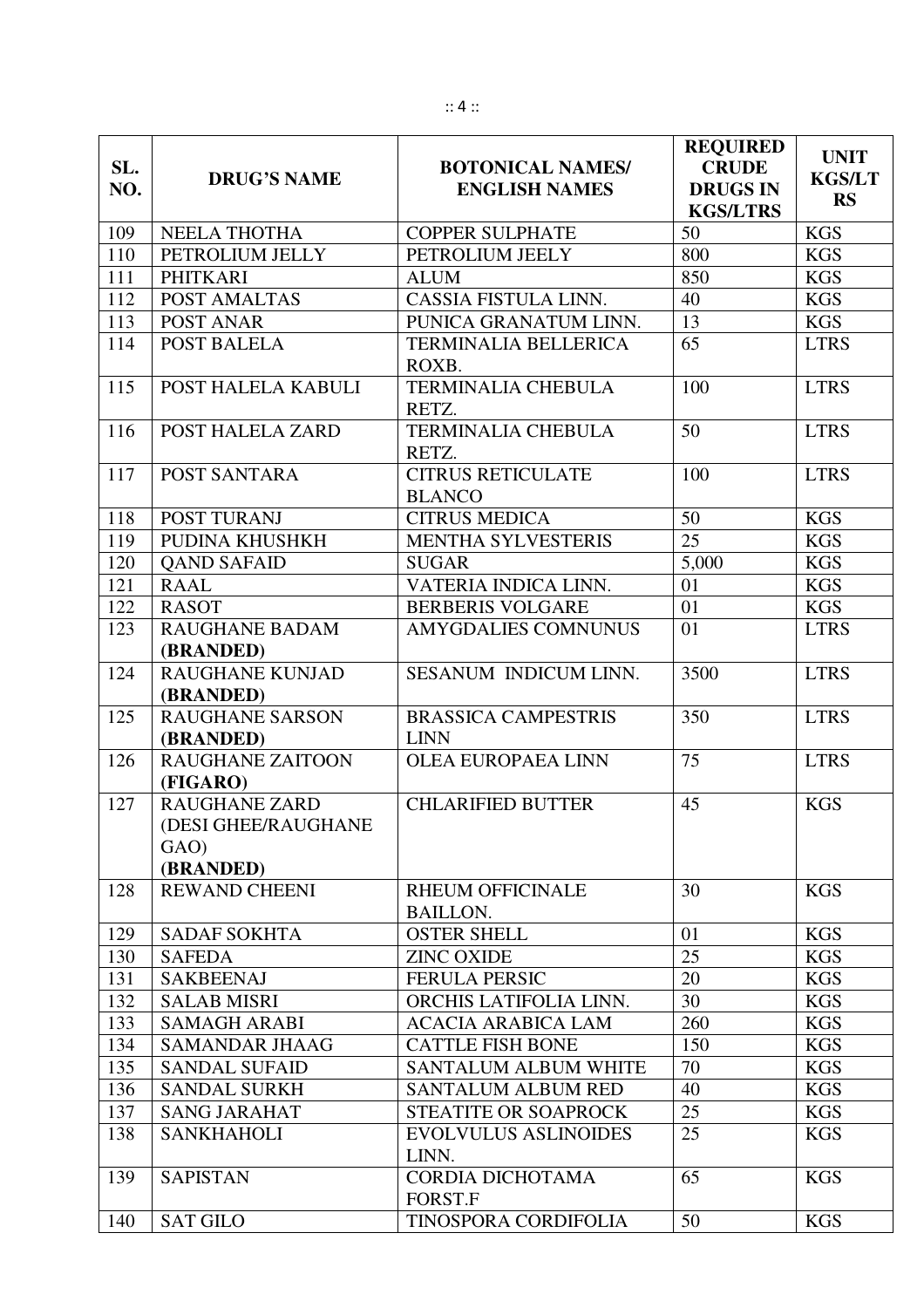| SL. NO. | DRUG'S NAME | BOTONICAL NAMES/ ENGLISH NAMES | REQUIRED CRUDE DRUGS IN KGS/LTRS | UNIT KGS/LT RS |
|---|---|---|---|---|
| 109 | NEELA THOTHA | COPPER SULPHATE | 50 | KGS |
| 110 | PETROLIUM JELLY | PETROLIUM JEELY | 800 | KGS |
| 111 | PHITKARI | ALUM | 850 | KGS |
| 112 | POST AMALTAS | CASSIA FISTULA LINN. | 40 | KGS |
| 113 | POST ANAR | PUNICA GRANATUM LINN. | 13 | KGS |
| 114 | POST BALELA | TERMINALIA BELLERICA ROXB. | 65 | LTRS |
| 115 | POST HALELA KABULI | TERMINALIA CHEBULA RETZ. | 100 | LTRS |
| 116 | POST HALELA ZARD | TERMINALIA CHEBULA RETZ. | 50 | LTRS |
| 117 | POST SANTARA | CITRUS RETICULATE BLANCO | 100 | LTRS |
| 118 | POST TURANJ | CITRUS MEDICA | 50 | KGS |
| 119 | PUDINA KHUSHKH | MENTHA SYLVESTERIS | 25 | KGS |
| 120 | QAND SAFAID | SUGAR | 5,000 | KGS |
| 121 | RAAL | VATERIA INDICA LINN. | 01 | KGS |
| 122 | RASOT | BERBERIS VOLGARE | 01 | KGS |
| 123 | RAUGHANE BADAM **(BRANDED)** | AMYGDALIES COMNUNUS | 01 | LTRS |
| 124 | RAUGHANE KUNJAD **(BRANDED)** | SESANUM INDICUM LINN. | 3500 | LTRS |
| 125 | RAUGHANE SARSON **(BRANDED)** | BRASSICA CAMPESTRIS LINN | 350 | LTRS |
| 126 | RAUGHANE ZAITOON **(FIGARO)** | OLEA EUROPAEA LINN | 75 | LTRS |
| 127 | RAUGHANE ZARD (DESI GHEE/RAUGHANE GAO) **(BRANDED)** | CHLARIFIED BUTTER | 45 | KGS |
| 128 | REWAND CHEENI | RHEUM OFFICINALE BAILLON. | 30 | KGS |
| 129 | SADAF SOKHTA | OSTER SHELL | 01 | KGS |
| 130 | SAFEDA | ZINC OXIDE | 25 | KGS |
| 131 | SAKBEENAJ | FERULA PERSIC | 20 | KGS |
| 132 | SALAB MISRI | ORCHIS LATIFOLIA LINN. | 30 | KGS |
| 133 | SAMAGH ARABI | ACACIA ARABICA LAM | 260 | KGS |
| 134 | SAMANDAR JHAAG | CATTLE FISH BONE | 150 | KGS |
| 135 | SANDAL SUFAID | SANTALUM ALBUM WHITE | 70 | KGS |
| 136 | SANDAL SURKH | SANTALUM ALBUM RED | 40 | KGS |
| 137 | SANG JARAHAT | STEATITE OR SOAPROCK | 25 | KGS |
| 138 | SANKHAHOLI | EVOLVULUS ASLINOIDES LINN. | 25 | KGS |
| 139 | SAPISTAN | CORDIA DICHOTAMA FORST.F | 65 | KGS |
| 140 | SAT GILO | TINOSPORA CORDIFOLIA | 50 | KGS |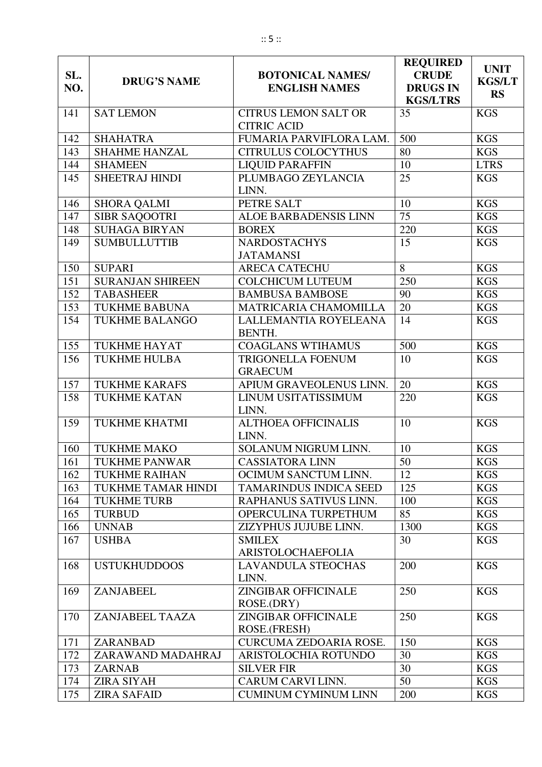| SL. NO. | DRUG'S NAME | BOTONICAL NAMES/ ENGLISH NAMES | REQUIRED CRUDE DRUGS IN KGS/LTRS | UNIT KGS/LT RS |
|---|---|---|---|---|
| 141 | SAT LEMON | CITRUS LEMON SALT OR CITRIC ACID | 35 | KGS |
| 142 | SHAHATRA | FUMARIA PARVIFLORA LAM. | 500 | KGS |
| 143 | SHAHME HANZAL | CITRULUS COLOCYTHUS | 80 | KGS |
| 144 | SHAMEEN | LIQUID PARAFFIN | 10 | LTRS |
| 145 | SHEETRAJ HINDI | PLUMBAGO ZEYLANCIA LINN. | 25 | KGS |
| 146 | SHORA QALMI | PETRE SALT | 10 | KGS |
| 147 | SIBR SAQOOTRI | ALOE BARBADENSIS LINN | 75 | KGS |
| 148 | SUHAGA BIRYAN | BOREX | 220 | KGS |
| 149 | SUMBULLUTTIB | NARDOSTACHYS JATAMANSI | 15 | KGS |
| 150 | SUPARI | ARECA CATECHU | 8 | KGS |
| 151 | SURANJAN SHIREEN | COLCHICUM LUTEUM | 250 | KGS |
| 152 | TABASHEER | BAMBUSA BAMBOSE | 90 | KGS |
| 153 | TUKHME BABUNA | MATRICARIA CHAMOMILLA | 20 | KGS |
| 154 | TUKHME BALANGO | LALLEMANTIA ROYELEANA BENTH. | 14 | KGS |
| 155 | TUKHME HAYAT | COAGLANS WTIHAMUS | 500 | KGS |
| 156 | TUKHME HULBA | TRIGONELLA FOENUM GRAECUM | 10 | KGS |
| 157 | TUKHME KARAFS | APIUM GRAVEOLENUS LINN. | 20 | KGS |
| 158 | TUKHME KATAN | LINUM USITATISSIMUM LINN. | 220 | KGS |
| 159 | TUKHME KHATMI | ALTHOEA OFFICINALIS LINN. | 10 | KGS |
| 160 | TUKHME MAKO | SOLANUM NIGRUM LINN. | 10 | KGS |
| 161 | TUKHME PANWAR | CASSIATORA LINN | 50 | KGS |
| 162 | TUKHME RAIHAN | OCIMUM SANCTUM LINN. | 12 | KGS |
| 163 | TUKHME TAMAR HINDI | TAMARINDUS INDICA SEED | 125 | KGS |
| 164 | TUKHME TURB | RAPHANUS SATIVUS LINN. | 100 | KGS |
| 165 | TURBUD | OPERCULINA TURPETHUM | 85 | KGS |
| 166 | UNNAB | ZIZYPHUS JUJUBE LINN. | 1300 | KGS |
| 167 | USHBA | SMILEX ARISTOLOCHAEFOLIA | 30 | KGS |
| 168 | USTUKHUDDOOS | LAVANDULA STEOCHAS LINN. | 200 | KGS |
| 169 | ZANJABEEL | ZINGIBAR OFFICINALE ROSE.(DRY) | 250 | KGS |
| 170 | ZANJABEEL TAAZA | ZINGIBAR OFFICINALE ROSE.(FRESH) | 250 | KGS |
| 171 | ZARANBAD | CURCUMA ZEDOARIA ROSE. | 150 | KGS |
| 172 | ZARAWAND MADAHRAJ | ARISTOLOCHIA ROTUNDO | 30 | KGS |
| 173 | ZARNAB | SILVER FIR | 30 | KGS |
| 174 | ZIRA SIYAH | CARUM CARVI LINN. | 50 | KGS |
| 175 | ZIRA SAFAID | CUMINUM CYMINUM LINN | 200 | KGS |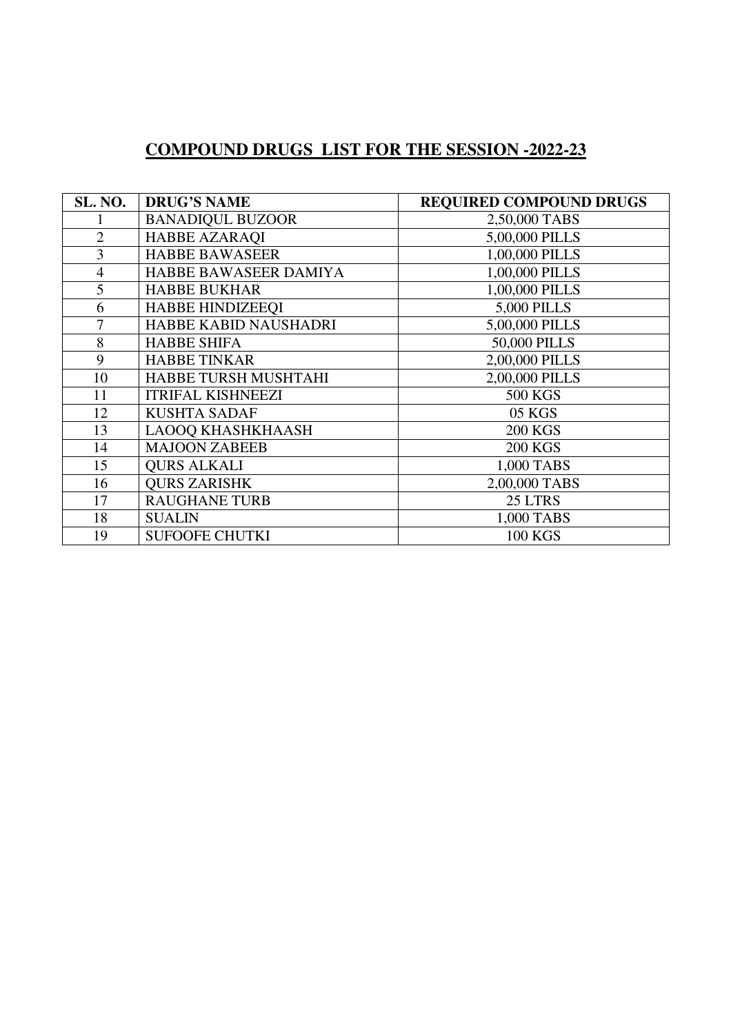# COMPOUND DRUGS LIST FOR THE SESSION -2022-23

| SL. NO. | DRUG'S NAME | REQUIRED COMPOUND DRUGS |
|---|---|---|
| 1 | BANADIQUL BUZOOR | 2,50,000 TABS |
| 2 | HABBE AZARAQI | 5,00,000 PILLS |
| 3 | HABBE BAWASEER | 1,00,000 PILLS |
| 4 | HABBE BAWASEER DAMIYA | 1,00,000 PILLS |
| 5 | HABBE BUKHAR | 1,00,000 PILLS |
| 6 | HABBE HINDIZEEQI | 5,000 PILLS |
| 7 | HABBE KABID NAUSHADRI | 5,00,000 PILLS |
| 8 | HABBE SHIFA | 50,000 PILLS |
| 9 | HABBE TINKAR | 2,00,000 PILLS |
| 10 | HABBE TURSH MUSHTAHI | 2,00,000 PILLS |
| 11 | ITRIFAL KISHNEEZI | 500 KGS |
| 12 | KUSHTA SADAF | 05 KGS |
| 13 | LAOOQ KHASHKHAASH | 200 KGS |
| 14 | MAJOON ZABEEB | 200 KGS |
| 15 | QURS ALKALI | 1,000 TABS |
| 16 | QURS ZARISHK | 2,00,000 TABS |
| 17 | RAUGHANE TURB | 25 LTRS |
| 18 | SUALIN | 1,000 TABS |
| 19 | SUFOOFE CHUTKI | 100 KGS |